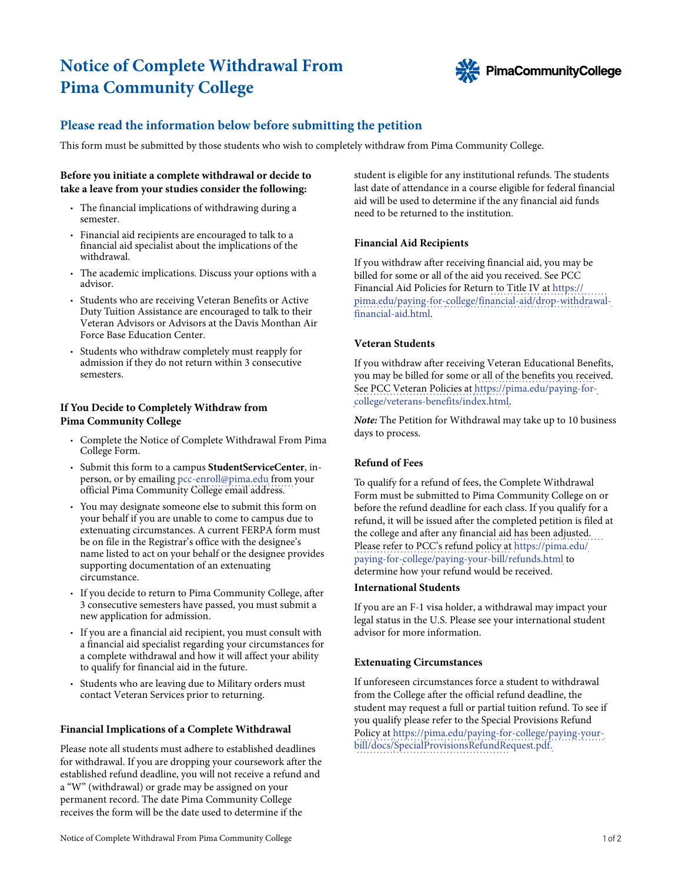# Notice of Complete Withdrawal From Pima Community College

## Please read the information below before submitting the petition

This form must be submitted by those students who wish to completely withdraw from Pima Community College.

**Before you initiate a complete withdrawal or decide to take a leave from your studies consider the following:**

- The financial implications of withdrawing during a semester.
- Financial aid recipients are encouraged to talk to a financial aid specialist about the implications of the withdrawal.
- The academic implications. Discuss your options with a advisor.
- Students who are receiving Veteran Benefits or Active Duty Tuition Assistance are encouraged to talk to their Veteran Advisors or Advisors at the Davis Monthan Air Force Base Education Center.
- Students who withdraw completely must reapply for admission if they do not return within 3 consecutive semesters.

### If You Decide to Completely Withdraw from Pima Community College

- Complete the Notice of Complete Withdrawal From Pima College Form.
- Submit this form to a campus **StudentServiceCenter**, in-person, or by emailing pcc-enroll@pima.edu from your official Pima Community College email address.
- You may designate someone else to submit this form on your behalf if you are unable to come to campus due to extenuating circumstances. A current FERPA form must be on file in the Registrar's office with the designee's name listed to act on your behalf or the designee provides supporting documentation of an extenuating circumstance.
- If you decide to return to Pima Community College, after 3 consecutive semesters have passed, you must submit a new application for admission.
- If you are a financial aid recipient, you must consult with a financial aid specialist regarding your circumstances for a complete withdrawal and how it will affect your ability to qualify for financial aid in the future.
- Students who are leaving due to Military orders must contact Veteran Services prior to returning.

### Financial Implications of a Complete Withdrawal

Please note all students must adhere to established deadlines for withdrawal. If you are dropping your coursework after the established refund deadline, you will not receive a refund and a "W" (withdrawal) or grade may be assigned on your permanent record. The date Pima Community College receives the form will be the date used to determine if the student is eligible for any institutional refunds. The students last date of attendance in a course eligible for federal financial aid will be used to determine if the any financial aid funds need to be returned to the institution.

### Financial Aid Recipients

If you withdraw after receiving financial aid, you may be billed for some or all of the aid you received. See PCC Financial Aid Policies for Return to Title IV at https://pima.edu/paying-for-college/financial-aid/drop-withdrawal-financial-aid.html.

### Veteran Students

If you withdraw after receiving Veteran Educational Benefits, you may be billed for some or all of the benefits you received. See PCC Veteran Policies at https://pima.edu/paying-for-college/veterans-benefits/index.html.

***Note:*** The Petition for Withdrawal may take up to 10 business days to process.

### Refund of Fees

To qualify for a refund of fees, the Complete Withdrawal Form must be submitted to Pima Community College on or before the refund deadline for each class. If you qualify for a refund, it will be issued after the completed petition is filed at the college and after any financial aid has been adjusted. Please refer to PCC's refund policy at https://pima.edu/paying-for-college/paying-your-bill/refunds.html to determine how your refund would be received.

### International Students

If you are an F-1 visa holder, a withdrawal may impact your legal status in the U.S. Please see your international student advisor for more information.

### Extenuating Circumstances

If unforeseen circumstances force a student to withdrawal from the College after the official refund deadline, the student may request a full or partial tuition refund. To see if you qualify please refer to the Special Provisions Refund Policy at https://pima.edu/paying-for-college/paying-your-bill/docs/SpecialProvisionsRefundRequest.pdf.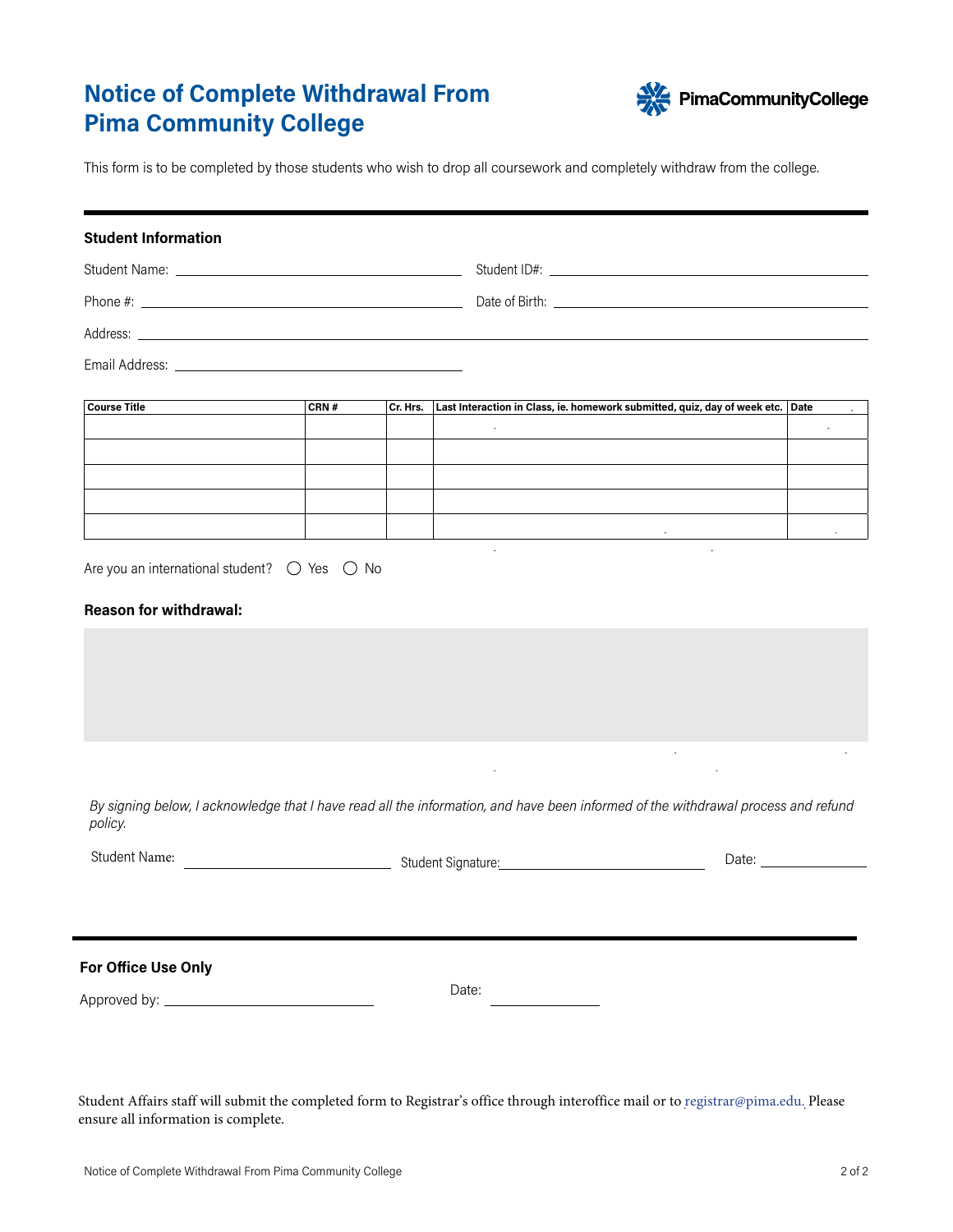# Notice of Complete Withdrawal From Pima Community College

PimaCommunityCollege

This form is to be completed by those students who wish to drop all coursework and completely withdraw from the college.

## Student Information

Student Name: ______________________ Student ID#: ______________________

Phone #: ______________________ Date of Birth: ______________________

Address: ______________________

Email Address: ______________________

| Course Title | CRN # | Cr. Hrs. | Last Interaction in Class, ie. homework submitted, quiz, day of week etc. | Date |
|---|---|---|---|---|
| | | | | |
| | | | | |
| | | | | |
| | | | | |
| | | | | |

Are you an international student? ◯ Yes ◯ No

## Reason for withdrawal:

*By signing below, I acknowledge that I have read all the information, and have been informed of the withdrawal process and refund policy.*

Student Name: ______________________ Student Signature: ______________________ Date: ______________

## For Office Use Only

Approved by: ______________________ Date: ______________

Student Affairs staff will submit the completed form to Registrar's office through interoffice mail or to registrar@pima.edu. Please ensure all information is complete.